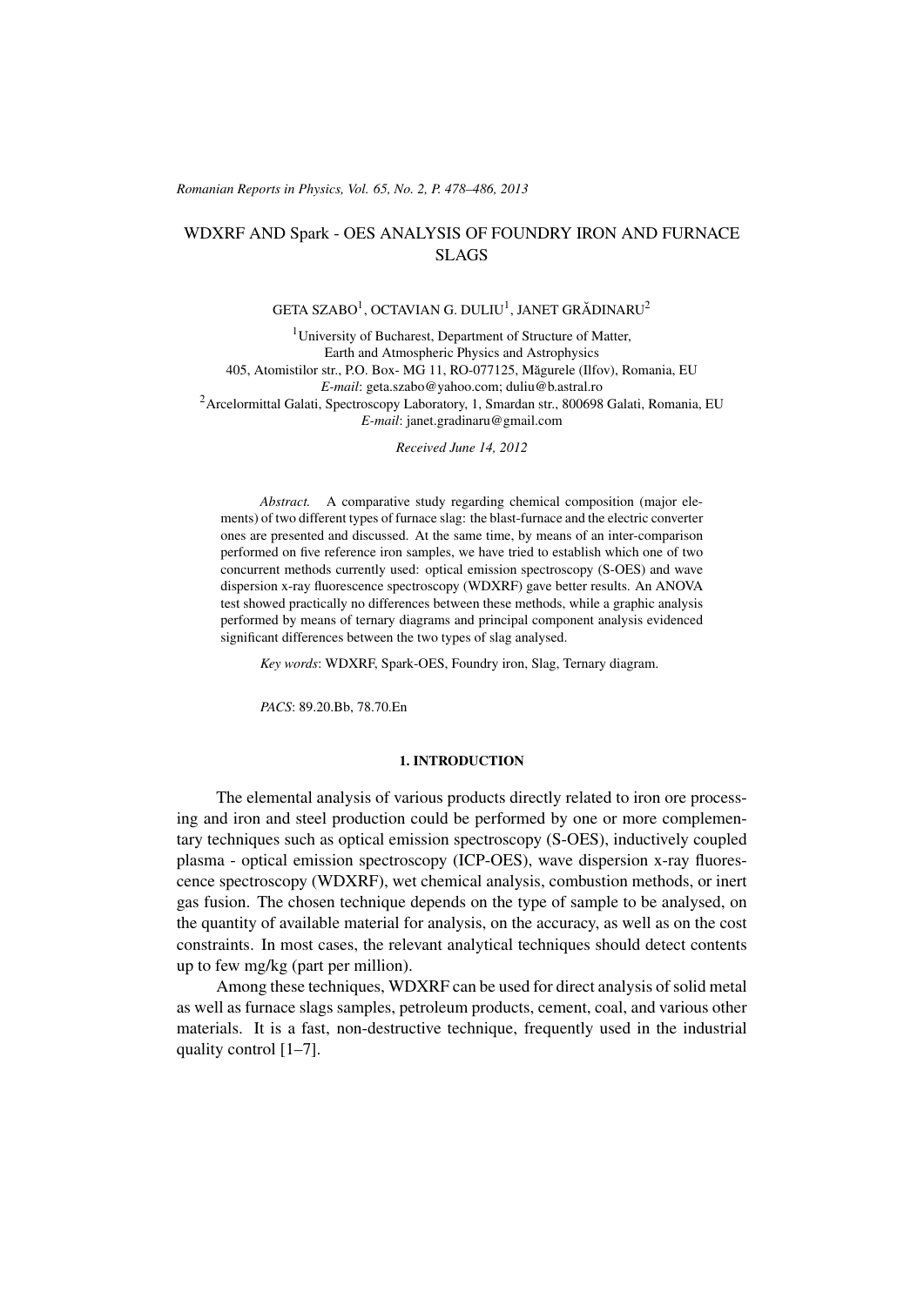# WDXRF AND Spark - OES ANALYSIS OF FOUNDRY IRON AND FURNACE SLAGS

GETA SZABO[1], OCTAVIAN G. DULIU[1], JANET GRĂDINARU[2]

[1]University of Bucharest, Department of Structure of Matter, Earth and Atmospheric Physics and Astrophysics
405, Atomistilor str., P.O. Box- MG 11, RO-077125, Măgurele (Ilfov), Romania, EU
*E-mail*: geta.szabo@yahoo.com; duliu@b.astral.ro
[2]Arcelormittal Galati, Spectroscopy Laboratory, 1, Smardan str., 800698 Galati, Romania, EU
*E-mail*: janet.gradinaru@gmail.com

*Received June 14, 2012*

*Abstract.* A comparative study regarding chemical composition (major elements) of two different types of furnace slag: the blast-furnace and the electric converter ones are presented and discussed. At the same time, by means of an inter-comparison performed on five reference iron samples, we have tried to establish which one of two concurrent methods currently used: optical emission spectroscopy (S-OES) and wave dispersion x-ray fluorescence spectroscopy (WDXRF) gave better results. An ANOVA test showed practically no differences between these methods, while a graphic analysis performed by means of ternary diagrams and principal component analysis evidenced significant differences between the two types of slag analysed.

*Key words*: WDXRF, Spark-OES, Foundry iron, Slag, Ternary diagram.

*PACS*: 89.20.Bb, 78.70.En

## 1. INTRODUCTION

The elemental analysis of various products directly related to iron ore processing and iron and steel production could be performed by one or more complementary techniques such as optical emission spectroscopy (S-OES), inductively coupled plasma - optical emission spectroscopy (ICP-OES), wave dispersion x-ray fluorescence spectroscopy (WDXRF), wet chemical analysis, combustion methods, or inert gas fusion. The chosen technique depends on the type of sample to be analysed, on the quantity of available material for analysis, on the accuracy, as well as on the cost constraints. In most cases, the relevant analytical techniques should detect contents up to few mg/kg (part per million).

Among these techniques, WDXRF can be used for direct analysis of solid metal as well as furnace slags samples, petroleum products, cement, coal, and various other materials. It is a fast, non-destructive technique, frequently used in the industrial quality control [1–7].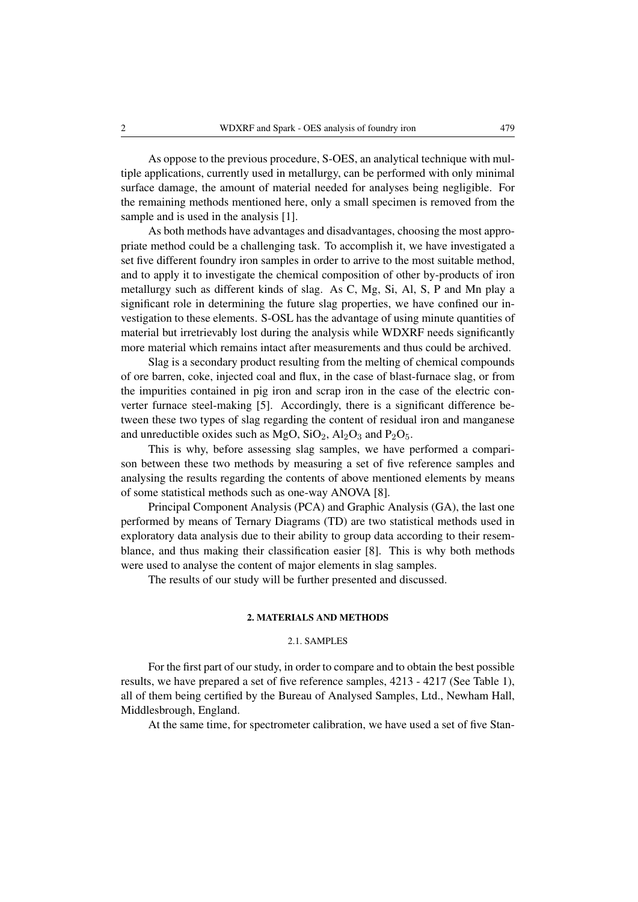As oppose to the previous procedure, S-OES, an analytical technique with multiple applications, currently used in metallurgy, can be performed with only minimal surface damage, the amount of material needed for analyses being negligible. For the remaining methods mentioned here, only a small specimen is removed from the sample and is used in the analysis [1].

As both methods have advantages and disadvantages, choosing the most appropriate method could be a challenging task. To accomplish it, we have investigated a set five different foundry iron samples in order to arrive to the most suitable method, and to apply it to investigate the chemical composition of other by-products of iron metallurgy such as different kinds of slag. As C, Mg, Si, Al, S, P and Mn play a significant role in determining the future slag properties, we have confined our investigation to these elements. S-OSL has the advantage of using minute quantities of material but irretrievably lost during the analysis while WDXRF needs significantly more material which remains intact after measurements and thus could be archived.

Slag is a secondary product resulting from the melting of chemical compounds of ore barren, coke, injected coal and flux, in the case of blast-furnace slag, or from the impurities contained in pig iron and scrap iron in the case of the electric converter furnace steel-making [5]. Accordingly, there is a significant difference between these two types of slag regarding the content of residual iron and manganese and unreductible oxides such as MgO, $SiO_2$, $Al_2O_3$ and $P_2O_5$.

This is why, before assessing slag samples, we have performed a comparison between these two methods by measuring a set of five reference samples and analysing the results regarding the contents of above mentioned elements by means of some statistical methods such as one-way ANOVA [8].

Principal Component Analysis (PCA) and Graphic Analysis (GA), the last one performed by means of Ternary Diagrams (TD) are two statistical methods used in exploratory data analysis due to their ability to group data according to their resemblance, and thus making their classification easier [8]. This is why both methods were used to analyse the content of major elements in slag samples.

The results of our study will be further presented and discussed.

## 2. MATERIALS AND METHODS

### 2.1. SAMPLES

For the first part of our study, in order to compare and to obtain the best possible results, we have prepared a set of five reference samples, 4213 - 4217 (See Table 1), all of them being certified by the Bureau of Analysed Samples, Ltd., Newham Hall, Middlesbrough, England.

At the same time, for spectrometer calibration, we have used a set of five Stan-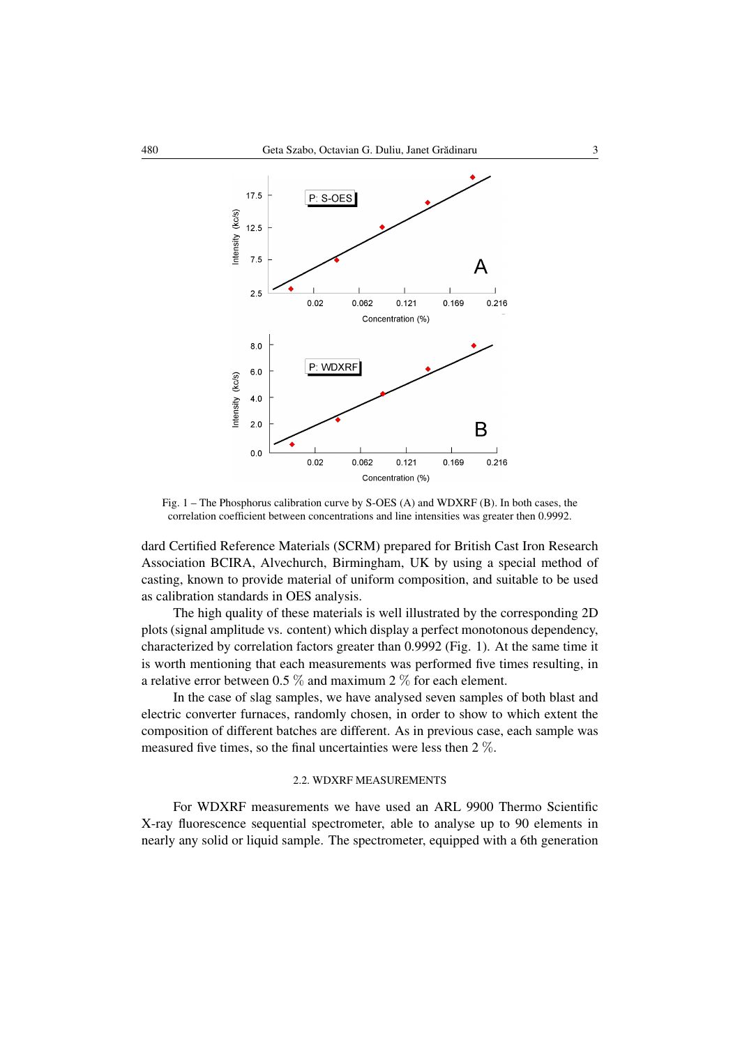Fig. 1 – The Phosphorus calibration curve by S-OES (A) and WDXRF (B). In both cases, the correlation coefficient between concentrations and line intensities was greater then 0.9992.

dard Certified Reference Materials (SCRM) prepared for British Cast Iron Research Association BCIRA, Alvechurch, Birmingham, UK by using a special method of casting, known to provide material of uniform composition, and suitable to be used as calibration standards in OES analysis.

The high quality of these materials is well illustrated by the corresponding 2D plots (signal amplitude vs. content) which display a perfect monotonous dependency, characterized by correlation factors greater than 0.9992 (Fig. 1). At the same time it is worth mentioning that each measurements was performed five times resulting, in a relative error between 0.5 % and maximum 2 % for each element.

In the case of slag samples, we have analysed seven samples of both blast and electric converter furnaces, randomly chosen, in order to show to which extent the composition of different batches are different. As in previous case, each sample was measured five times, so the final uncertainties were less then 2 %.

### 2.2. WDXRF MEASUREMENTS

For WDXRF measurements we have used an ARL 9900 Thermo Scientific X-ray fluorescence sequential spectrometer, able to analyse up to 90 elements in nearly any solid or liquid sample. The spectrometer, equipped with a 6th generation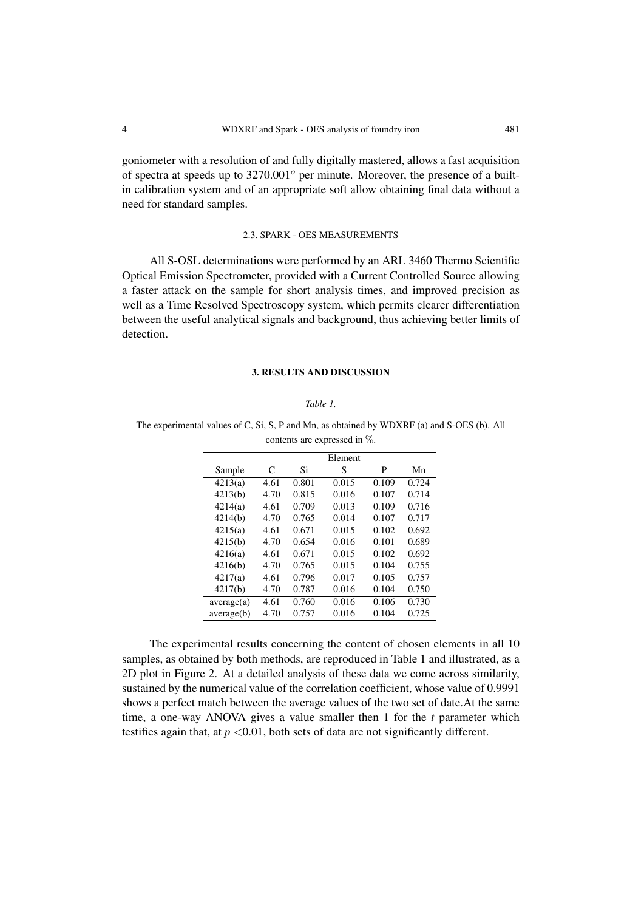goniometer with a resolution of and fully digitally mastered, allows a fast acquisition of spectra at speeds up to $3270.001^o$ per minute. Moreover, the presence of a built-in calibration system and of an appropriate soft allow obtaining final data without a need for standard samples.

### 2.3. SPARK - OES MEASUREMENTS

All S-OSL determinations were performed by an ARL 3460 Thermo Scientific Optical Emission Spectrometer, provided with a Current Controlled Source allowing a faster attack on the sample for short analysis times, and improved precision as well as a Time Resolved Spectroscopy system, which permits clearer differentiation between the useful analytical signals and background, thus achieving better limits of detection.

## 3. RESULTS AND DISCUSSION

*Table 1.*

The experimental values of C, Si, S, P and Mn, as obtained by WDXRF (a) and S-OES (b). All contents are expressed in %.

| | Element | | | | |
|---|---|---|---|---|---|
| Sample | C | Si | S | P | Mn |
| 4213(a) | 4.61 | 0.801 | 0.015 | 0.109 | 0.724 |
| 4213(b) | 4.70 | 0.815 | 0.016 | 0.107 | 0.714 |
| 4214(a) | 4.61 | 0.709 | 0.013 | 0.109 | 0.716 |
| 4214(b) | 4.70 | 0.765 | 0.014 | 0.107 | 0.717 |
| 4215(a) | 4.61 | 0.671 | 0.015 | 0.102 | 0.692 |
| 4215(b) | 4.70 | 0.654 | 0.016 | 0.101 | 0.689 |
| 4216(a) | 4.61 | 0.671 | 0.015 | 0.102 | 0.692 |
| 4216(b) | 4.70 | 0.765 | 0.015 | 0.104 | 0.755 |
| 4217(a) | 4.61 | 0.796 | 0.017 | 0.105 | 0.757 |
| 4217(b) | 4.70 | 0.787 | 0.016 | 0.104 | 0.750 |
| average(a) | 4.61 | 0.760 | 0.016 | 0.106 | 0.730 |
| average(b) | 4.70 | 0.757 | 0.016 | 0.104 | 0.725 |

The experimental results concerning the content of chosen elements in all 10 samples, as obtained by both methods, are reproduced in Table 1 and illustrated, as a 2D plot in Figure 2. At a detailed analysis of these data we come across similarity, sustained by the numerical value of the correlation coefficient, whose value of 0.9991 shows a perfect match between the average values of the two set of date.At the same time, a one-way ANOVA gives a value smaller then 1 for the $t$ parameter which testifies again that, at $p < 0.01$, both sets of data are not significantly different.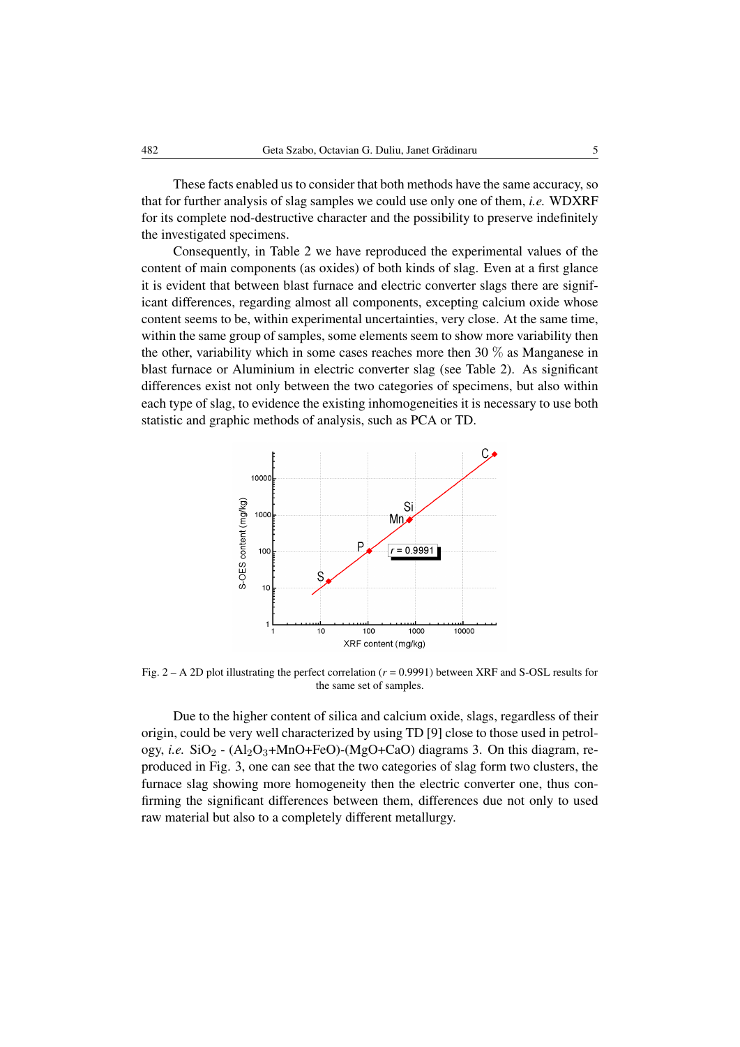These facts enabled us to consider that both methods have the same accuracy, so that for further analysis of slag samples we could use only one of them, *i.e.* WDXRF for its complete nod-destructive character and the possibility to preserve indefinitely the investigated specimens.

Consequently, in Table 2 we have reproduced the experimental values of the content of main components (as oxides) of both kinds of slag. Even at a first glance it is evident that between blast furnace and electric converter slags there are significant differences, regarding almost all components, excepting calcium oxide whose content seems to be, within experimental uncertainties, very close. At the same time, within the same group of samples, some elements seem to show more variability then the other, variability which in some cases reaches more then 30 % as Manganese in blast furnace or Aluminium in electric converter slag (see Table 2). As significant differences exist not only between the two categories of specimens, but also within each type of slag, to evidence the existing inhomogeneities it is necessary to use both statistic and graphic methods of analysis, such as PCA or TD.

Fig. 2 – A 2D plot illustrating the perfect correlation ($r$ = 0.9991) between XRF and S-OSL results for the same set of samples.

Due to the higher content of silica and calcium oxide, slags, regardless of their origin, could be very well characterized by using TD [9] close to those used in petrology, *i.e.* $SiO_2$ - ($Al_2O_3$+MnO+FeO)-(MgO+CaO) diagrams 3. On this diagram, reproduced in Fig. 3, one can see that the two categories of slag form two clusters, the furnace slag showing more homogeneity then the electric converter one, thus confirming the significant differences between them, differences due not only to used raw material but also to a completely different metallurgy.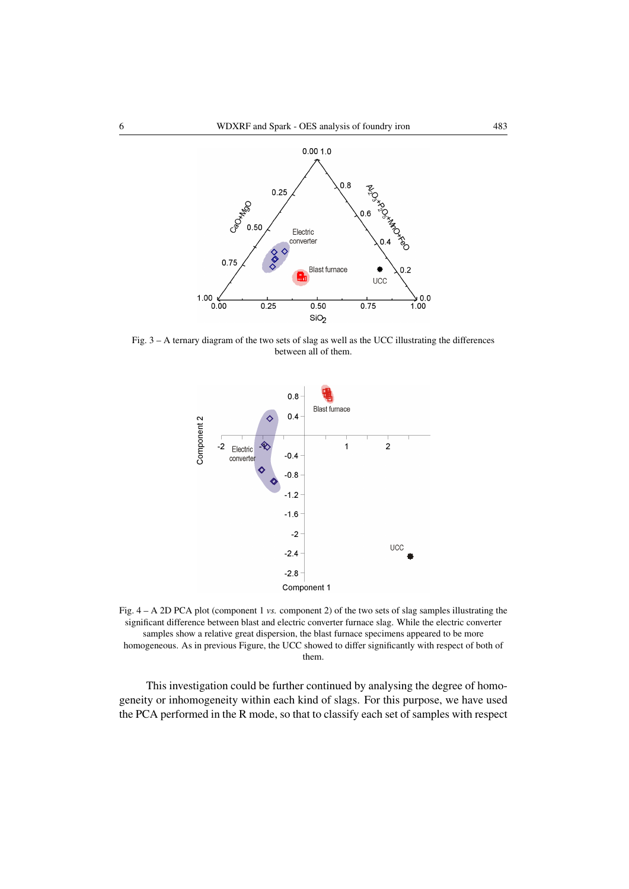Fig. 3 – A ternary diagram of the two sets of slag as well as the UCC illustrating the differences between all of them.

Fig. 4 – A 2D PCA plot (component 1 *vs.* component 2) of the two sets of slag samples illustrating the significant difference between blast and electric converter furnace slag. While the electric converter samples show a relative great dispersion, the blast furnace specimens appeared to be more homogeneous. As in previous Figure, the UCC showed to differ significantly with respect of both of them.

This investigation could be further continued by analysing the degree of homogeneity or inhomogeneity within each kind of slags. For this purpose, we have used the PCA performed in the R mode, so that to classify each set of samples with respect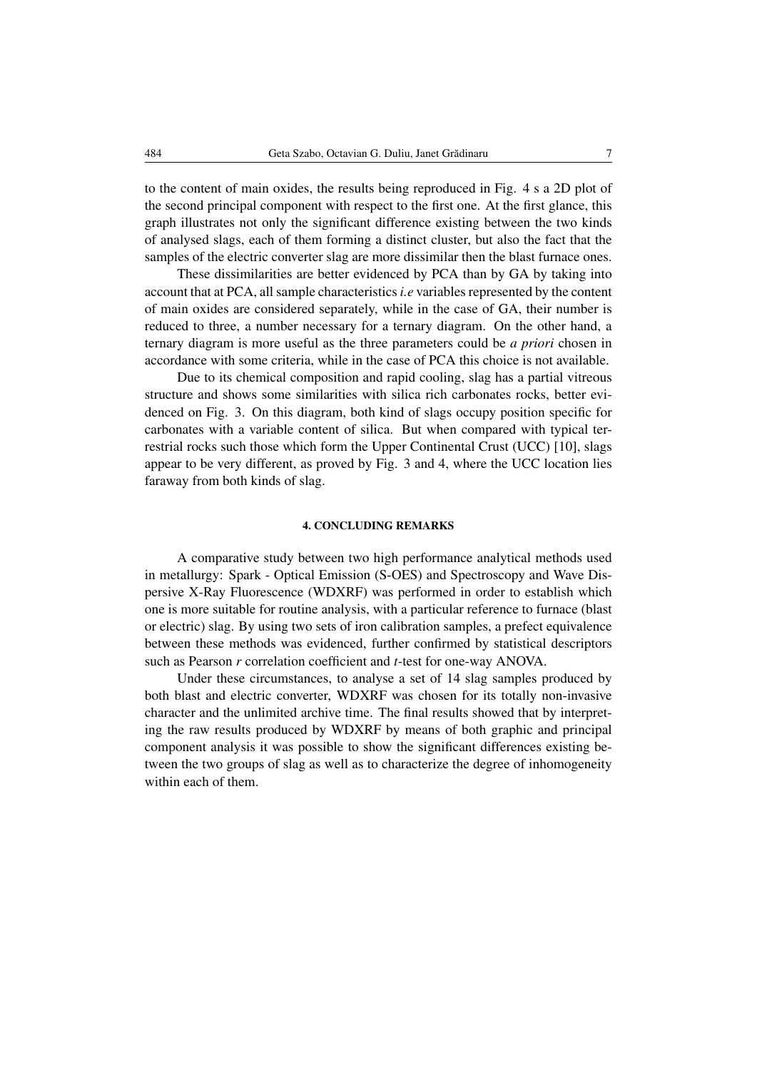to the content of main oxides, the results being reproduced in Fig. 4 s a 2D plot of the second principal component with respect to the first one. At the first glance, this graph illustrates not only the significant difference existing between the two kinds of analysed slags, each of them forming a distinct cluster, but also the fact that the samples of the electric converter slag are more dissimilar then the blast furnace ones.

These dissimilarities are better evidenced by PCA than by GA by taking into account that at PCA, all sample characteristics *i.e* variables represented by the content of main oxides are considered separately, while in the case of GA, their number is reduced to three, a number necessary for a ternary diagram. On the other hand, a ternary diagram is more useful as the three parameters could be *a priori* chosen in accordance with some criteria, while in the case of PCA this choice is not available.

Due to its chemical composition and rapid cooling, slag has a partial vitreous structure and shows some similarities with silica rich carbonates rocks, better evidenced on Fig. 3. On this diagram, both kind of slags occupy position specific for carbonates with a variable content of silica. But when compared with typical terrestrial rocks such those which form the Upper Continental Crust (UCC) [10], slags appear to be very different, as proved by Fig. 3 and 4, where the UCC location lies faraway from both kinds of slag.

## 4. CONCLUDING REMARKS

A comparative study between two high performance analytical methods used in metallurgy: Spark - Optical Emission (S-OES) and Spectroscopy and Wave Dispersive X-Ray Fluorescence (WDXRF) was performed in order to establish which one is more suitable for routine analysis, with a particular reference to furnace (blast or electric) slag. By using two sets of iron calibration samples, a prefect equivalence between these methods was evidenced, further confirmed by statistical descriptors such as Pearson $r$ correlation coefficient and $t$-test for one-way ANOVA.

Under these circumstances, to analyse a set of 14 slag samples produced by both blast and electric converter, WDXRF was chosen for its totally non-invasive character and the unlimited archive time. The final results showed that by interpreting the raw results produced by WDXRF by means of both graphic and principal component analysis it was possible to show the significant differences existing between the two groups of slag as well as to characterize the degree of inhomogeneity within each of them.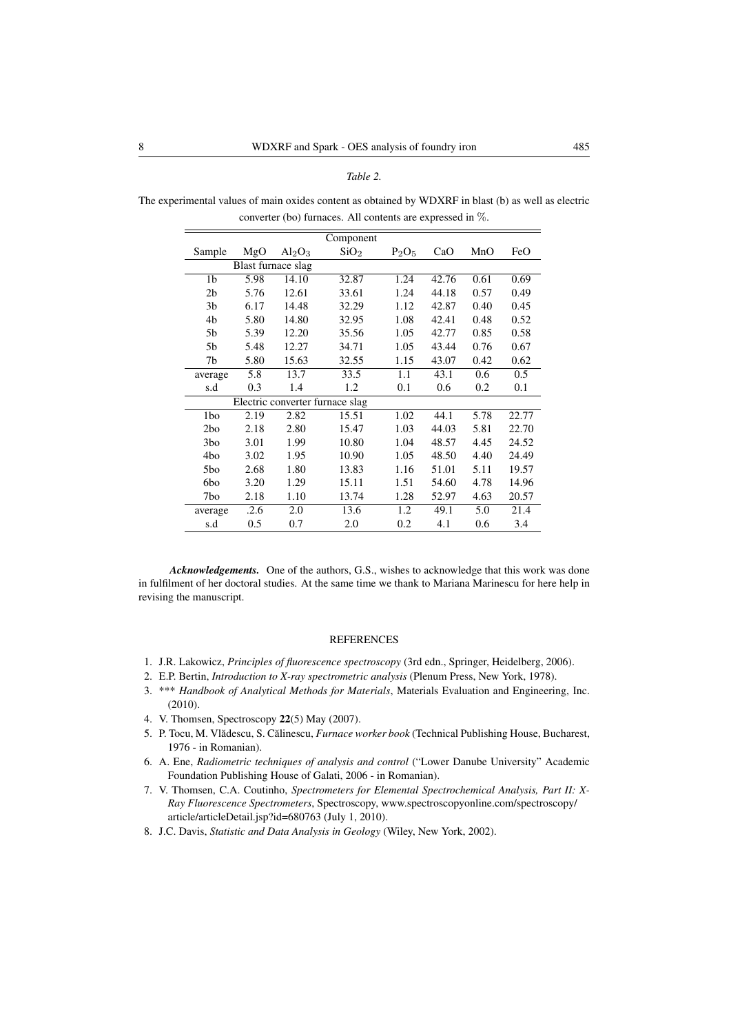*Table 2.*

The experimental values of main oxides content as obtained by WDXRF in blast (b) as well as electric converter (bo) furnaces. All contents are expressed in %.

| | Component | | | | | | |
|---|---|---|---|---|---|---|---|
| Sample | MgO | $Al_2O_3$ | $SiO_2$ | $P_2O_5$ | CaO | MnO | FeO |
| Blast furnace slag | | | | | | | |
| 1b | 5.98 | 14.10 | 32.87 | 1.24 | 42.76 | 0.61 | 0.69 |
| 2b | 5.76 | 12.61 | 33.61 | 1.24 | 44.18 | 0.57 | 0.49 |
| 3b | 6.17 | 14.48 | 32.29 | 1.12 | 42.87 | 0.40 | 0.45 |
| 4b | 5.80 | 14.80 | 32.95 | 1.08 | 42.41 | 0.48 | 0.52 |
| 5b | 5.39 | 12.20 | 35.56 | 1.05 | 42.77 | 0.85 | 0.58 |
| 5b | 5.48 | 12.27 | 34.71 | 1.05 | 43.44 | 0.76 | 0.67 |
| 7b | 5.80 | 15.63 | 32.55 | 1.15 | 43.07 | 0.42 | 0.62 |
| average | 5.8 | 13.7 | 33.5 | 1.1 | 43.1 | 0.6 | 0.5 |
| s.d | 0.3 | 1.4 | 1.2 | 0.1 | 0.6 | 0.2 | 0.1 |
| Electric converter furnace slag | | | | | | | |
| 1bo | 2.19 | 2.82 | 15.51 | 1.02 | 44.1 | 5.78 | 22.77 |
| 2bo | 2.18 | 2.80 | 15.47 | 1.03 | 44.03 | 5.81 | 22.70 |
| 3bo | 3.01 | 1.99 | 10.80 | 1.04 | 48.57 | 4.45 | 24.52 |
| 4bo | 3.02 | 1.95 | 10.90 | 1.05 | 48.50 | 4.40 | 24.49 |
| 5bo | 2.68 | 1.80 | 13.83 | 1.16 | 51.01 | 5.11 | 19.57 |
| 6bo | 3.20 | 1.29 | 15.11 | 1.51 | 54.60 | 4.78 | 14.96 |
| 7bo | 2.18 | 1.10 | 13.74 | 1.28 | 52.97 | 4.63 | 20.57 |
| average | .2.6 | 2.0 | 13.6 | 1.2 | 49.1 | 5.0 | 21.4 |
| s.d | 0.5 | 0.7 | 2.0 | 0.2 | 4.1 | 0.6 | 3.4 |

***Acknowledgements.*** One of the authors, G.S., wishes to acknowledge that this work was done in fulfilment of her doctoral studies. At the same time we thank to Mariana Marinescu for here help in revising the manuscript.

## REFERENCES

1. J.R. Lakowicz, *Principles of fluorescence spectroscopy* (3rd edn., Springer, Heidelberg, 2006).
2. E.P. Bertin, *Introduction to X-ray spectrometric analysis* (Plenum Press, New York, 1978).
3. *** *Handbook of Analytical Methods for Materials*, Materials Evaluation and Engineering, Inc. (2010).
4. V. Thomsen, Spectroscopy **22**(5) May (2007).
5. P. Tocu, M. Vlădescu, S. Călinescu, *Furnace worker book* (Technical Publishing House, Bucharest, 1976 - in Romanian).
6. A. Ene, *Radiometric techniques of analysis and control* ("Lower Danube University" Academic Foundation Publishing House of Galati, 2006 - in Romanian).
7. V. Thomsen, C.A. Coutinho, *Spectrometers for Elemental Spectrochemical Analysis, Part II: X-Ray Fluorescence Spectrometers*, Spectroscopy, www.spectroscopyonline.com/spectroscopy/article/articleDetail.jsp?id=680763 (July 1, 2010).
8. J.C. Davis, *Statistic and Data Analysis in Geology* (Wiley, New York, 2002).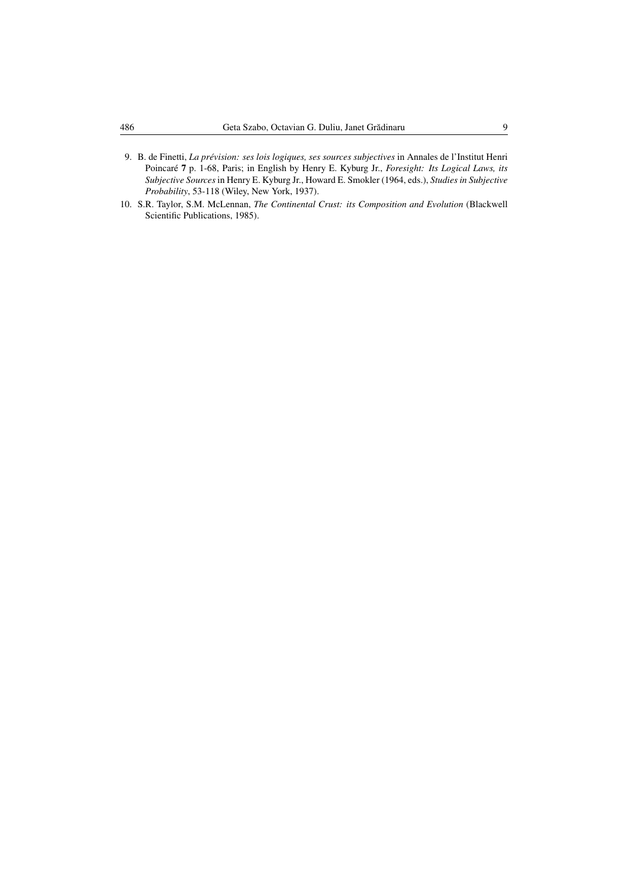9. B. de Finetti, *La prévision: ses lois logiques, ses sources subjectives* in Annales de l'Institut Henri Poincaré **7** p. 1-68, Paris; in English by Henry E. Kyburg Jr., *Foresight: Its Logical Laws, its Subjective Sources* in Henry E. Kyburg Jr., Howard E. Smokler (1964, eds.), *Studies in Subjective Probability*, 53-118 (Wiley, New York, 1937).
10. S.R. Taylor, S.M. McLennan, *The Continental Crust: its Composition and Evolution* (Blackwell Scientific Publications, 1985).